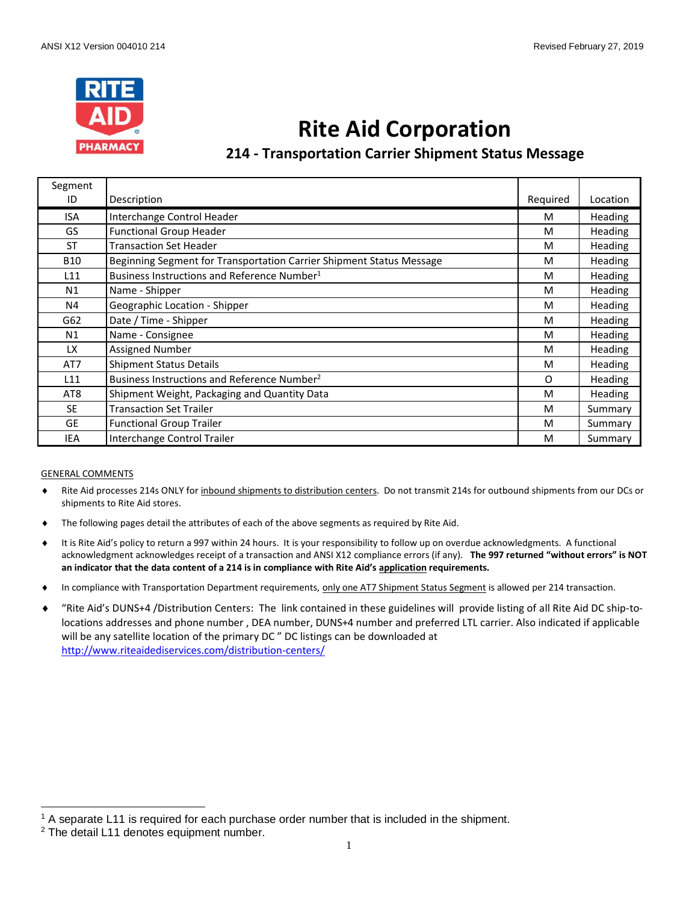# Rite Aid Corporation

## 214 - Transportation Carrier Shipment Status Message

| Segment ID | Description | Required | Location |
|---|---|---|---|
| ISA | Interchange Control Header | M | Heading |
| GS | Functional Group Header | M | Heading |
| ST | Transaction Set Header | M | Heading |
| B10 | Beginning Segment for Transportation Carrier Shipment Status Message | M | Heading |
| L11 | Business Instructions and Reference Number[1] | M | Heading |
| N1 | Name - Shipper | M | Heading |
| N4 | Geographic Location - Shipper | M | Heading |
| G62 | Date / Time - Shipper | M | Heading |
| N1 | Name - Consignee | M | Heading |
| LX | Assigned Number | M | Heading |
| AT7 | Shipment Status Details | M | Heading |
| L11 | Business Instructions and Reference Number[2] | O | Heading |
| AT8 | Shipment Weight, Packaging and Quantity Data | M | Heading |
| SE | Transaction Set Trailer | M | Summary |
| GE | Functional Group Trailer | M | Summary |
| IEA | Interchange Control Trailer | M | Summary |

GENERAL COMMENTS

- Rite Aid processes 214s ONLY for inbound shipments to distribution centers. Do not transmit 214s for outbound shipments from our DCs or shipments to Rite Aid stores.
- The following pages detail the attributes of each of the above segments as required by Rite Aid.
- It is Rite Aid's policy to return a 997 within 24 hours. It is your responsibility to follow up on overdue acknowledgments. A functional acknowledgment acknowledges receipt of a transaction and ANSI X12 compliance errors (if any). **The 997 returned "without errors" is NOT an indicator that the data content of a 214 is in compliance with Rite Aid's application requirements.**
- In compliance with Transportation Department requirements, only one AT7 Shipment Status Segment is allowed per 214 transaction.
- "Rite Aid's DUNS+4 /Distribution Centers: The link contained in these guidelines will provide listing of all Rite Aid DC ship-to-locations addresses and phone number , DEA number, DUNS+4 number and preferred LTL carrier. Also indicated if applicable will be any satellite location of the primary DC " DC listings can be downloaded at http://www.riteaidediservices.com/distribution-centers/

[1] A separate L11 is required for each purchase order number that is included in the shipment.

[2] The detail L11 denotes equipment number.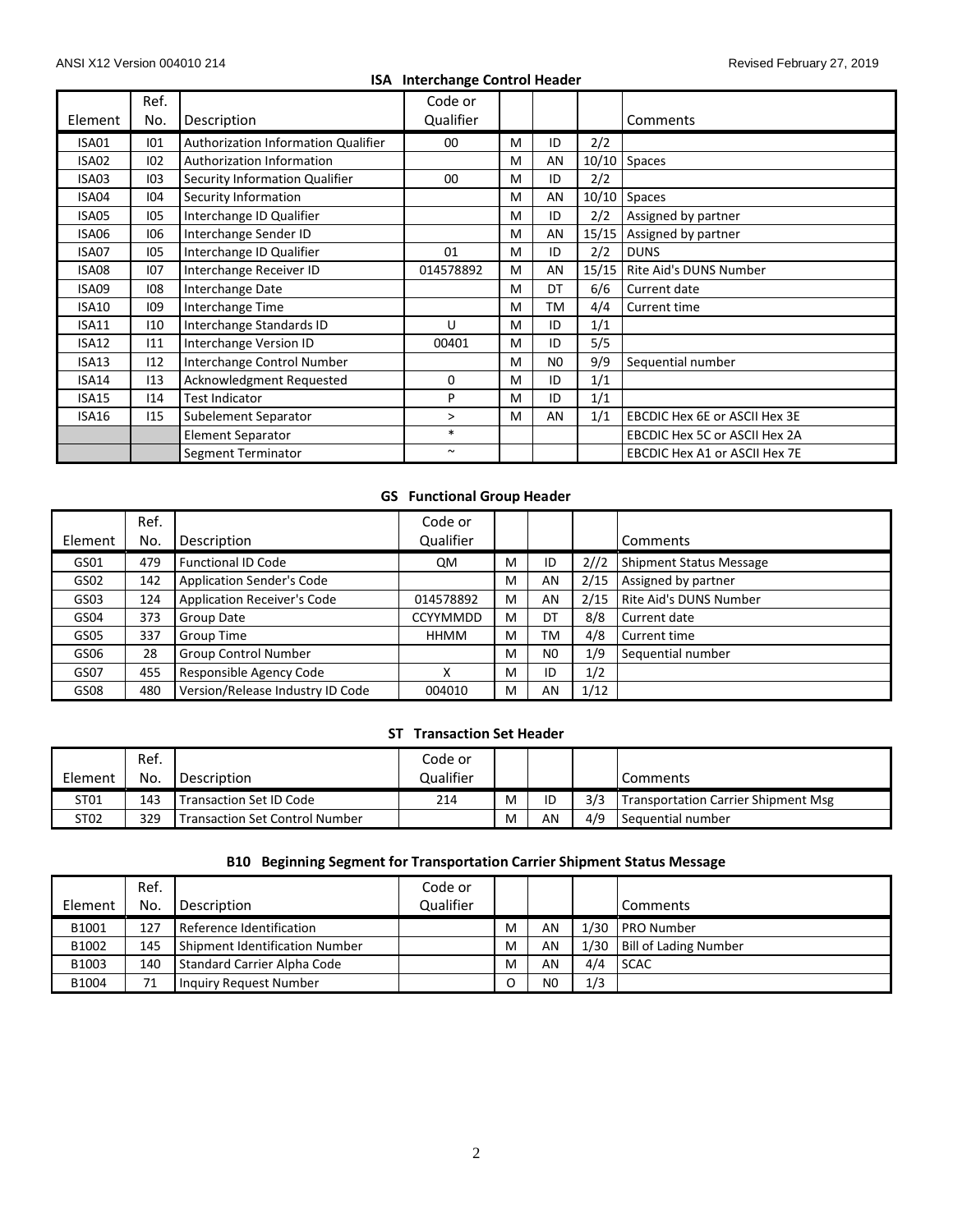## ISA Interchange Control Header

| Element | Ref. No. | Description | Code or Qualifier | | | | Comments |
|---|---|---|---|---|---|---|---|
| ISA01 | I01 | Authorization Information Qualifier | 00 | M | ID | 2/2 | |
| ISA02 | I02 | Authorization Information | | M | AN | 10/10 | Spaces |
| ISA03 | I03 | Security Information Qualifier | 00 | M | ID | 2/2 | |
| ISA04 | I04 | Security Information | | M | AN | 10/10 | Spaces |
| ISA05 | I05 | Interchange ID Qualifier | | M | ID | 2/2 | Assigned by partner |
| ISA06 | I06 | Interchange Sender ID | | M | AN | 15/15 | Assigned by partner |
| ISA07 | I05 | Interchange ID Qualifier | 01 | M | ID | 2/2 | DUNS |
| ISA08 | I07 | Interchange Receiver ID | 014578892 | M | AN | 15/15 | Rite Aid's DUNS Number |
| ISA09 | I08 | Interchange Date | | M | DT | 6/6 | Current date |
| ISA10 | I09 | Interchange Time | | M | TM | 4/4 | Current time |
| ISA11 | I10 | Interchange Standards ID | U | M | ID | 1/1 | |
| ISA12 | I11 | Interchange Version ID | 00401 | M | ID | 5/5 | |
| ISA13 | I12 | Interchange Control Number | | M | N0 | 9/9 | Sequential number |
| ISA14 | I13 | Acknowledgment Requested | 0 | M | ID | 1/1 | |
| ISA15 | I14 | Test Indicator | P | M | ID | 1/1 | |
| ISA16 | I15 | Subelement Separator | > | M | AN | 1/1 | EBCDIC Hex 6E or ASCII Hex 3E |
| | | Element Separator | * | | | | EBCDIC Hex 5C or ASCII Hex 2A |
| | | Segment Terminator | ~ | | | | EBCDIC Hex A1 or ASCII Hex 7E |

## GS Functional Group Header

| Element | Ref. No. | Description | Code or Qualifier | | | | Comments |
|---|---|---|---|---|---|---|---|
| GS01 | 479 | Functional ID Code | QM | M | ID | 2//2 | Shipment Status Message |
| GS02 | 142 | Application Sender's Code | | M | AN | 2/15 | Assigned by partner |
| GS03 | 124 | Application Receiver's Code | 014578892 | M | AN | 2/15 | Rite Aid's DUNS Number |
| GS04 | 373 | Group Date | CCYYMMDD | M | DT | 8/8 | Current date |
| GS05 | 337 | Group Time | HHMM | M | TM | 4/8 | Current time |
| GS06 | 28 | Group Control Number | | M | N0 | 1/9 | Sequential number |
| GS07 | 455 | Responsible Agency Code | X | M | ID | 1/2 | |
| GS08 | 480 | Version/Release Industry ID Code | 004010 | M | AN | 1/12 | |

## ST Transaction Set Header

| Element | Ref. No. | Description | Code or Qualifier | | | | Comments |
|---|---|---|---|---|---|---|---|
| ST01 | 143 | Transaction Set ID Code | 214 | M | ID | 3/3 | Transportation Carrier Shipment Msg |
| ST02 | 329 | Transaction Set Control Number | | M | AN | 4/9 | Sequential number |

## B10 Beginning Segment for Transportation Carrier Shipment Status Message

| Element | Ref. No. | Description | Code or Qualifier | | | | Comments |
|---|---|---|---|---|---|---|---|
| B1001 | 127 | Reference Identification | | M | AN | 1/30 | PRO Number |
| B1002 | 145 | Shipment Identification Number | | M | AN | 1/30 | Bill of Lading Number |
| B1003 | 140 | Standard Carrier Alpha Code | | M | AN | 4/4 | SCAC |
| B1004 | 71 | Inquiry Request Number | | O | N0 | 1/3 | |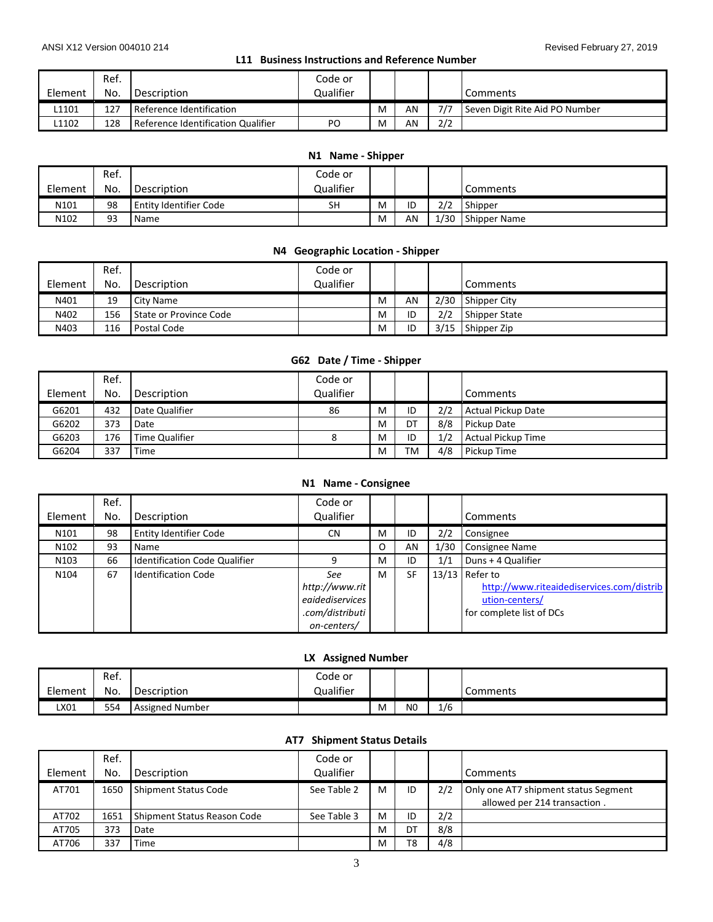## L11 Business Instructions and Reference Number

| Element | Ref. No. | Description | Code or Qualifier | | | | Comments |
|---|---|---|---|---|---|---|---|
| L1101 | 127 | Reference Identification | | M | AN | 7/7 | Seven Digit Rite Aid PO Number |
| L1102 | 128 | Reference Identification Qualifier | PO | M | AN | 2/2 | |

## N1 Name - Shipper

| Element | Ref. No. | Description | Code or Qualifier | | | | Comments |
|---|---|---|---|---|---|---|---|
| N101 | 98 | Entity Identifier Code | SH | M | ID | 2/2 | Shipper |
| N102 | 93 | Name | | M | AN | 1/30 | Shipper Name |

## N4 Geographic Location - Shipper

| Element | Ref. No. | Description | Code or Qualifier | | | | Comments |
|---|---|---|---|---|---|---|---|
| N401 | 19 | City Name | | M | AN | 2/30 | Shipper City |
| N402 | 156 | State or Province Code | | M | ID | 2/2 | Shipper State |
| N403 | 116 | Postal Code | | M | ID | 3/15 | Shipper Zip |

## G62 Date / Time - Shipper

| Element | Ref. No. | Description | Code or Qualifier | | | | Comments |
|---|---|---|---|---|---|---|---|
| G6201 | 432 | Date Qualifier | 86 | M | ID | 2/2 | Actual Pickup Date |
| G6202 | 373 | Date | | M | DT | 8/8 | Pickup Date |
| G6203 | 176 | Time Qualifier | 8 | M | ID | 1/2 | Actual Pickup Time |
| G6204 | 337 | Time | | M | TM | 4/8 | Pickup Time |

## N1 Name - Consignee

| Element | Ref. No. | Description | Code or Qualifier | | | | Comments |
|---|---|---|---|---|---|---|---|
| N101 | 98 | Entity Identifier Code | CN | M | ID | 2/2 | Consignee |
| N102 | 93 | Name | | O | AN | 1/30 | Consignee Name |
| N103 | 66 | Identification Code Qualifier | 9 | M | ID | 1/1 | Duns + 4 Qualifier |
| N104 | 67 | Identification Code | *See http://www.riteaidediservices.com/distribution-centers/* | M | SF | 13/13 | Refer to http://www.riteaidediservices.com/distribution-centers/ for complete list of DCs |

## LX Assigned Number

| Element | Ref. No. | Description | Code or Qualifier | | | | Comments |
|---|---|---|---|---|---|---|---|
| LX01 | 554 | Assigned Number | | M | N0 | 1/6 | |

## AT7 Shipment Status Details

| Element | Ref. No. | Description | Code or Qualifier | | | | Comments |
|---|---|---|---|---|---|---|---|
| AT701 | 1650 | Shipment Status Code | See Table 2 | M | ID | 2/2 | Only one AT7 shipment status Segment allowed per 214 transaction . |
| AT702 | 1651 | Shipment Status Reason Code | See Table 3 | M | ID | 2/2 | |
| AT705 | 373 | Date | | M | DT | 8/8 | |
| AT706 | 337 | Time | | M | T8 | 4/8 | |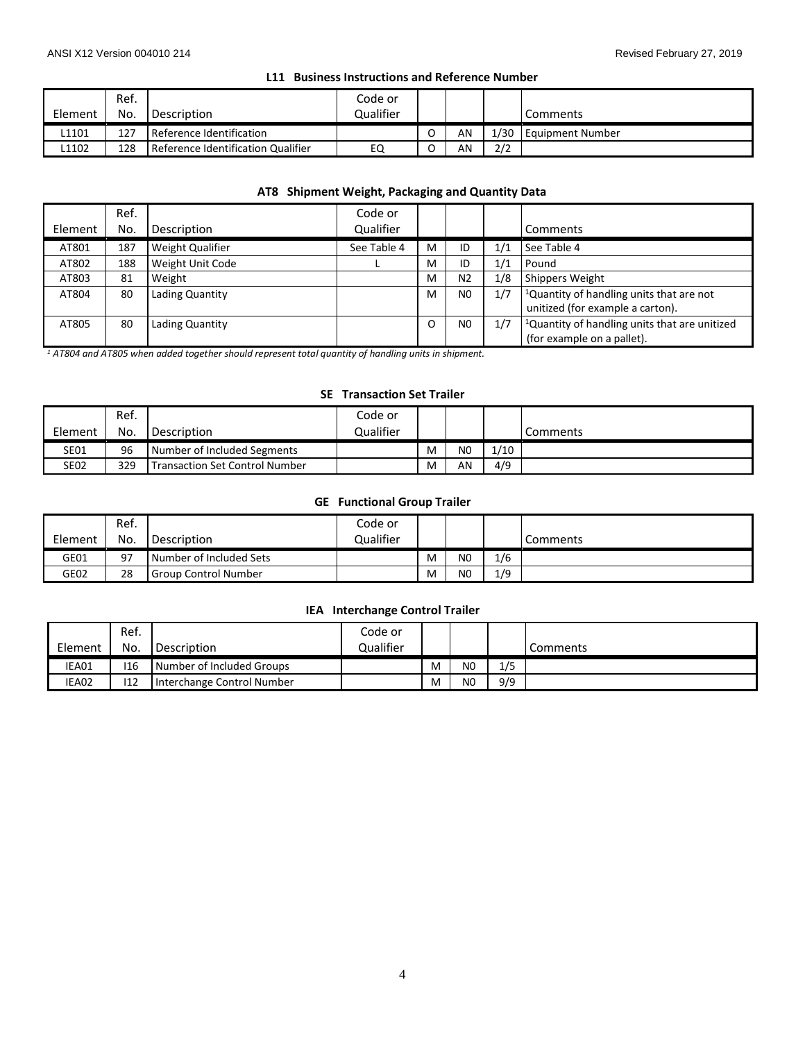### L11 Business Instructions and Reference Number

| Element | Ref. No. | Description | Code or Qualifier | | | | Comments |
|---|---|---|---|---|---|---|---|
| L1101 | 127 | Reference Identification | | O | AN | 1/30 | Equipment Number |
| L1102 | 128 | Reference Identification Qualifier | EQ | O | AN | 2/2 | |

### AT8 Shipment Weight, Packaging and Quantity Data

| Element | Ref. No. | Description | Code or Qualifier | | | | Comments |
|---|---|---|---|---|---|---|---|
| AT801 | 187 | Weight Qualifier | See Table 4 | M | ID | 1/1 | See Table 4 |
| AT802 | 188 | Weight Unit Code | L | M | ID | 1/1 | Pound |
| AT803 | 81 | Weight | | M | N2 | 1/8 | Shippers Weight |
| AT804 | 80 | Lading Quantity | | M | N0 | 1/7 | [1]Quantity of handling units that are not unitized (for example a carton). |
| AT805 | 80 | Lading Quantity | | O | N0 | 1/7 | [1]Quantity of handling units that are unitized (for example on a pallet). |

*[1] AT804 and AT805 when added together should represent total quantity of handling units in shipment.*

### SE Transaction Set Trailer

| Element | Ref. No. | Description | Code or Qualifier | | | | Comments |
|---|---|---|---|---|---|---|---|
| SE01 | 96 | Number of Included Segments | | M | N0 | 1/10 | |
| SE02 | 329 | Transaction Set Control Number | | M | AN | 4/9 | |

### GE Functional Group Trailer

| Element | Ref. No. | Description | Code or Qualifier | | | | Comments |
|---|---|---|---|---|---|---|---|
| GE01 | 97 | Number of Included Sets | | M | N0 | 1/6 | |
| GE02 | 28 | Group Control Number | | M | N0 | 1/9 | |

### IEA Interchange Control Trailer

| Element | Ref. No. | Description | Code or Qualifier | | | | Comments |
|---|---|---|---|---|---|---|---|
| IEA01 | I16 | Number of Included Groups | | M | N0 | 1/5 | |
| IEA02 | I12 | Interchange Control Number | | M | N0 | 9/9 | |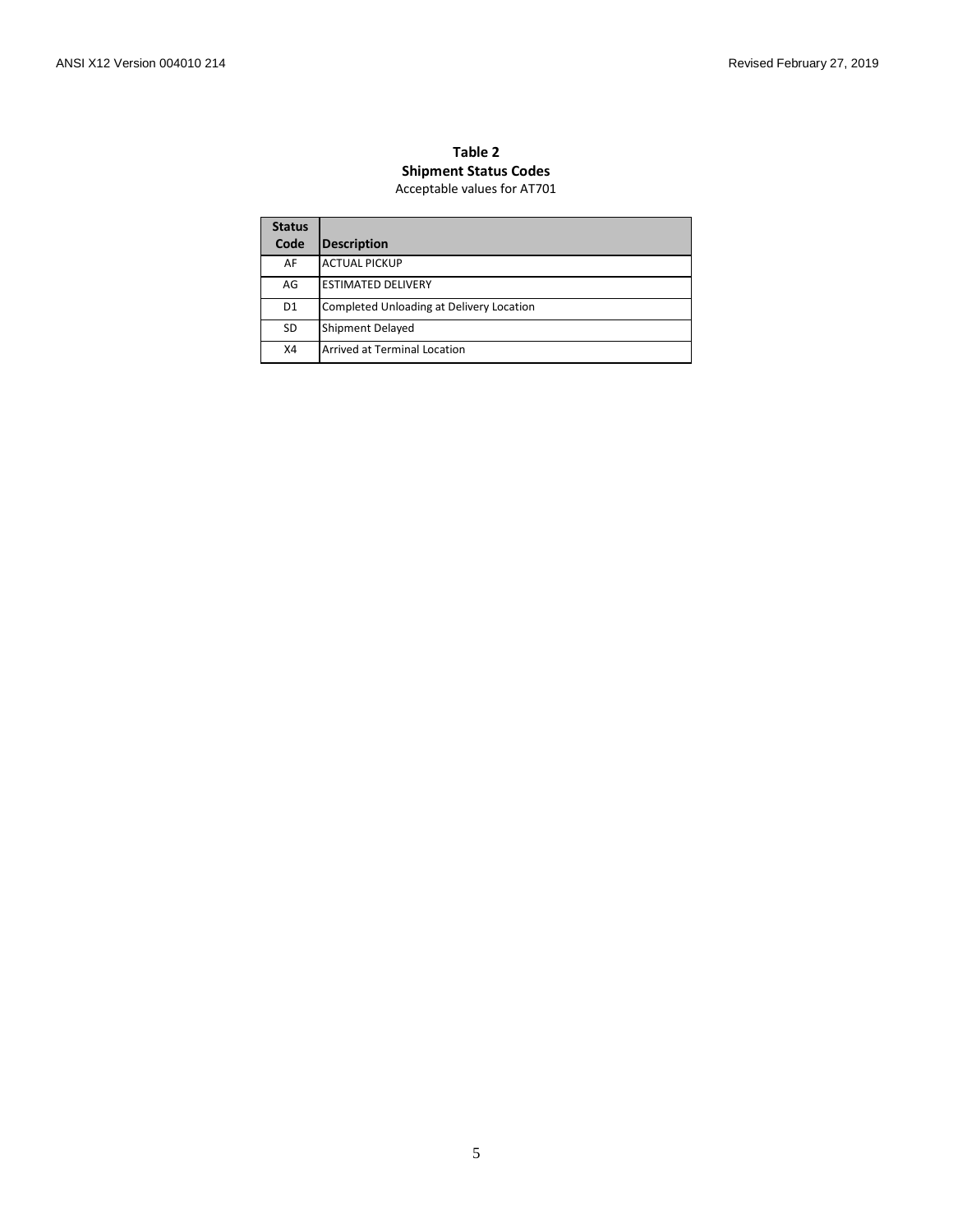**Table 2**
**Shipment Status Codes**
Acceptable values for AT701

| Status Code | Description |
|---|---|
| AF | ACTUAL PICKUP |
| AG | ESTIMATED DELIVERY |
| D1 | Completed Unloading at Delivery Location |
| SD | Shipment Delayed |
| X4 | Arrived at Terminal Location |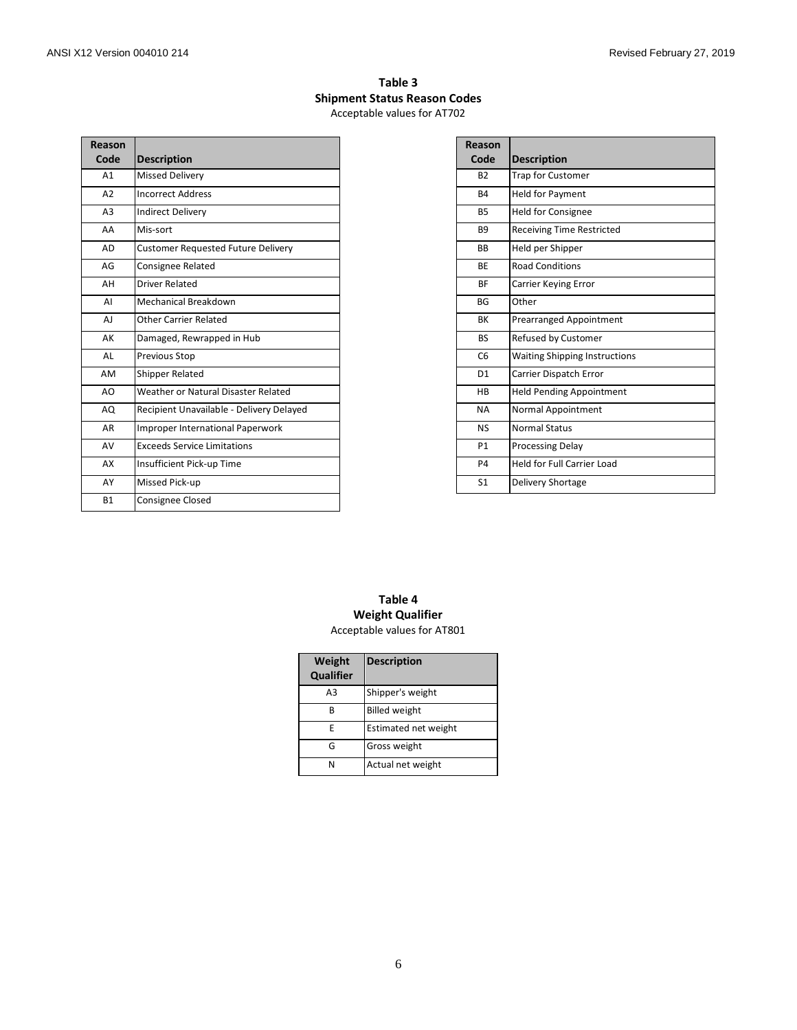**Table 3**
**Shipment Status Reason Codes**
Acceptable values for AT702

| Reason Code | Description |
|---|---|
| A1 | Missed Delivery |
| A2 | Incorrect Address |
| A3 | Indirect Delivery |
| AA | Mis-sort |
| AD | Customer Requested Future Delivery |
| AG | Consignee Related |
| AH | Driver Related |
| AI | Mechanical Breakdown |
| AJ | Other Carrier Related |
| AK | Damaged, Rewrapped in Hub |
| AL | Previous Stop |
| AM | Shipper Related |
| AO | Weather or Natural Disaster Related |
| AQ | Recipient Unavailable - Delivery Delayed |
| AR | Improper International Paperwork |
| AV | Exceeds Service Limitations |
| AX | Insufficient Pick-up Time |
| AY | Missed Pick-up |
| B1 | Consignee Closed |
| B2 | Trap for Customer |
| B4 | Held for Payment |
| B5 | Held for Consignee |
| B9 | Receiving Time Restricted |
| BB | Held per Shipper |
| BE | Road Conditions |
| BF | Carrier Keying Error |
| BG | Other |
| BK | Prearranged Appointment |
| BS | Refused by Customer |
| C6 | Waiting Shipping Instructions |
| D1 | Carrier Dispatch Error |
| HB | Held Pending Appointment |
| NA | Normal Appointment |
| NS | Normal Status |
| P1 | Processing Delay |
| P4 | Held for Full Carrier Load |
| S1 | Delivery Shortage |

**Table 4**
**Weight Qualifier**
Acceptable values for AT801

| Weight Qualifier | Description |
|---|---|
| A3 | Shipper's weight |
| B | Billed weight |
| E | Estimated net weight |
| G | Gross weight |
| N | Actual net weight |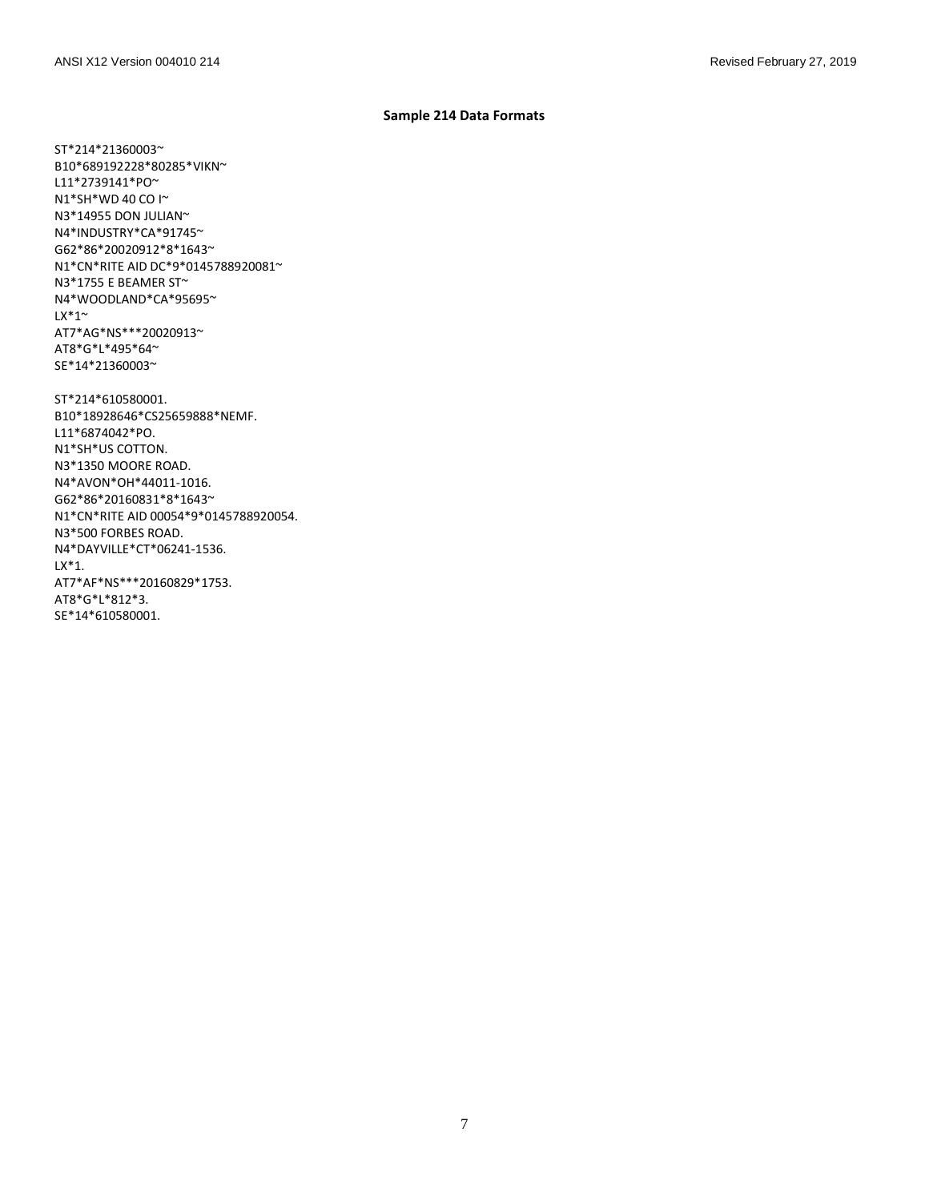### Sample 214 Data Formats

```
ST*214*21360003~
B10*689192228*80285*VIKN~
L11*2739141*PO~
N1*SH*WD 40 CO I~
N3*14955 DON JULIAN~
N4*INDUSTRY*CA*91745~
G62*86*20020912*8*1643~
N1*CN*RITE AID DC*9*0145788920081~
N3*1755 E BEAMER ST~
N4*WOODLAND*CA*95695~
LX*1~
AT7*AG*NS***20020913~
AT8*G*L*495*64~
SE*14*21360003~
```

```
ST*214*610580001.
B10*18928646*CS25659888*NEMF.
L11*6874042*PO.
N1*SH*US COTTON.
N3*1350 MOORE ROAD.
N4*AVON*OH*44011-1016.
G62*86*20160831*8*1643~
N1*CN*RITE AID 00054*9*0145788920054.
N3*500 FORBES ROAD.
N4*DAYVILLE*CT*06241-1536.
LX*1.
AT7*AF*NS***20160829*1753.
AT8*G*L*812*3.
SE*14*610580001.
```